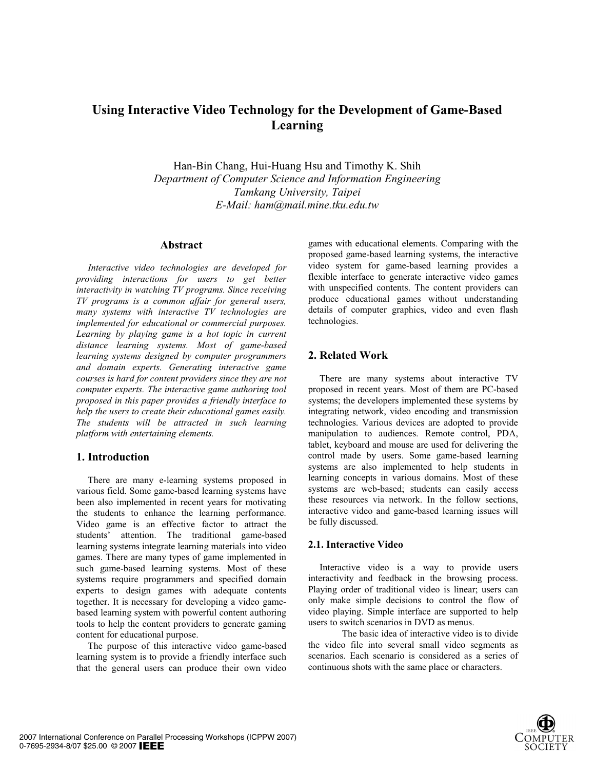# Using Interactive Video Technology for the Development of Game-Based Learning

Han-Bin Chang, Hui-Huang Hsu and Timothy K. Shih
*Department of Computer Science and Information Engineering*
*Tamkang University, Taipei*
*E-Mail: ham@mail.mine.tku.edu.tw*

## Abstract

*Interactive video technologies are developed for providing interactions for users to get better interactivity in watching TV programs. Since receiving TV programs is a common affair for general users, many systems with interactive TV technologies are implemented for educational or commercial purposes. Learning by playing game is a hot topic in current distance learning systems. Most of game-based learning systems designed by computer programmers and domain experts. Generating interactive game courses is hard for content providers since they are not computer experts. The interactive game authoring tool proposed in this paper provides a friendly interface to help the users to create their educational games easily. The students will be attracted in such learning platform with entertaining elements.*

## 1. Introduction

There are many e-learning systems proposed in various field. Some game-based learning systems have been also implemented in recent years for motivating the students to enhance the learning performance. Video game is an effective factor to attract the students' attention. The traditional game-based learning systems integrate learning materials into video games. There are many types of game implemented in such game-based learning systems. Most of these systems require programmers and specified domain experts to design games with adequate contents together. It is necessary for developing a video game-based learning system with powerful content authoring tools to help the content providers to generate gaming content for educational purpose.

The purpose of this interactive video game-based learning system is to provide a friendly interface such that the general users can produce their own video games with educational elements. Comparing with the proposed game-based learning systems, the interactive video system for game-based learning provides a flexible interface to generate interactive video games with unspecified contents. The content providers can produce educational games without understanding details of computer graphics, video and even flash technologies.

## 2. Related Work

There are many systems about interactive TV proposed in recent years. Most of them are PC-based systems; the developers implemented these systems by integrating network, video encoding and transmission technologies. Various devices are adopted to provide manipulation to audiences. Remote control, PDA, tablet, keyboard and mouse are used for delivering the control made by users. Some game-based learning systems are also implemented to help students in learning concepts in various domains. Most of these systems are web-based; students can easily access these resources via network. In the follow sections, interactive video and game-based learning issues will be fully discussed.

### 2.1. Interactive Video

Interactive video is a way to provide users interactivity and feedback in the browsing process. Playing order of traditional video is linear; users can only make simple decisions to control the flow of video playing. Simple interface are supported to help users to switch scenarios in DVD as menus.

The basic idea of interactive video is to divide the video file into several small video segments as scenarios. Each scenario is considered as a series of continuous shots with the same place or characters.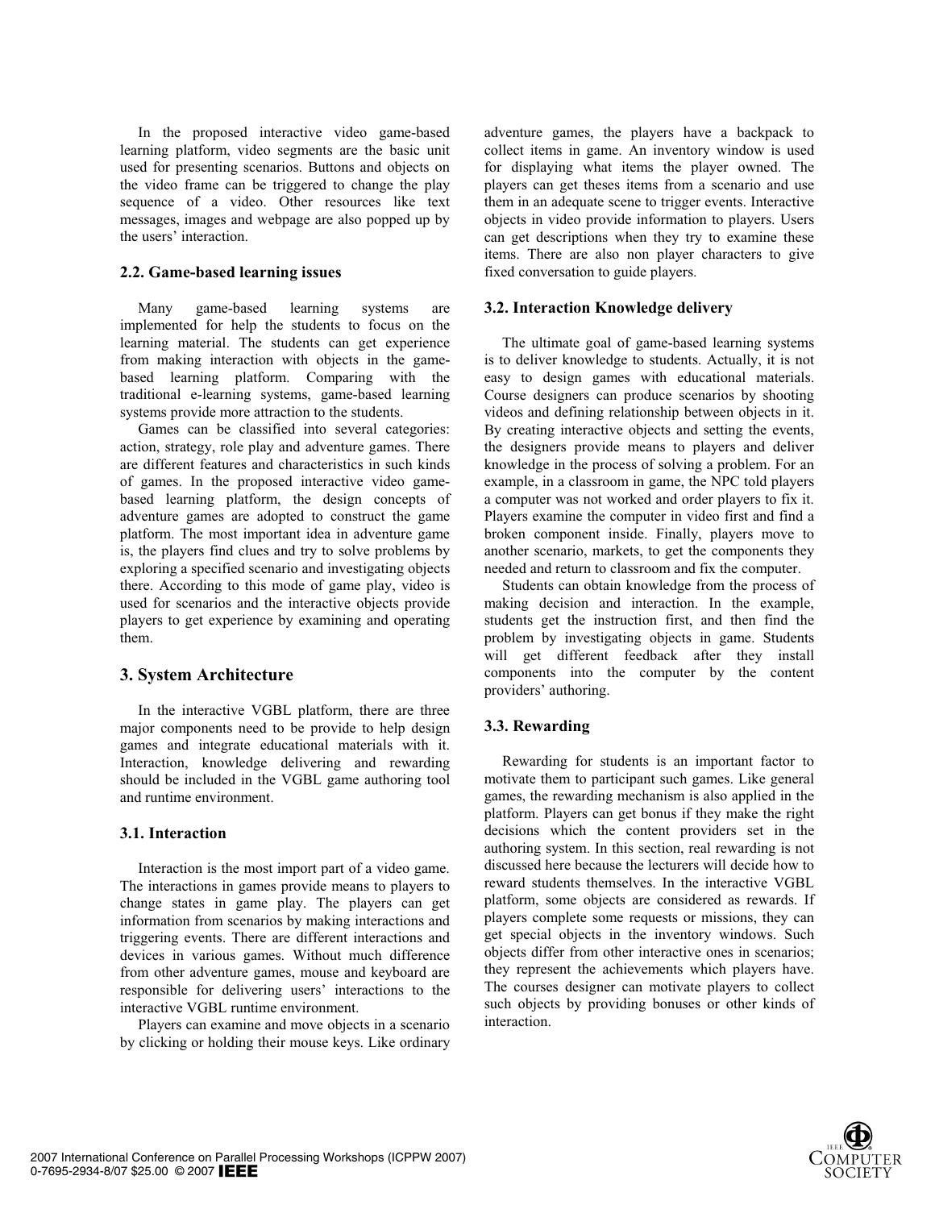In the proposed interactive video game-based learning platform, video segments are the basic unit used for presenting scenarios. Buttons and objects on the video frame can be triggered to change the play sequence of a video. Other resources like text messages, images and webpage are also popped up by the users' interaction.

### 2.2. Game-based learning issues

Many game-based learning systems are implemented for help the students to focus on the learning material. The students can get experience from making interaction with objects in the game-based learning platform. Comparing with the traditional e-learning systems, game-based learning systems provide more attraction to the students.

Games can be classified into several categories: action, strategy, role play and adventure games. There are different features and characteristics in such kinds of games. In the proposed interactive video game-based learning platform, the design concepts of adventure games are adopted to construct the game platform. The most important idea in adventure game is, the players find clues and try to solve problems by exploring a specified scenario and investigating objects there. According to this mode of game play, video is used for scenarios and the interactive objects provide players to get experience by examining and operating them.

## 3. System Architecture

In the interactive VGBL platform, there are three major components need to be provide to help design games and integrate educational materials with it. Interaction, knowledge delivering and rewarding should be included in the VGBL game authoring tool and runtime environment.

### 3.1. Interaction

Interaction is the most import part of a video game. The interactions in games provide means to players to change states in game play. The players can get information from scenarios by making interactions and triggering events. There are different interactions and devices in various games. Without much difference from other adventure games, mouse and keyboard are responsible for delivering users' interactions to the interactive VGBL runtime environment.

Players can examine and move objects in a scenario by clicking or holding their mouse keys. Like ordinary adventure games, the players have a backpack to collect items in game. An inventory window is used for displaying what items the player owned. The players can get theses items from a scenario and use them in an adequate scene to trigger events. Interactive objects in video provide information to players. Users can get descriptions when they try to examine these items. There are also non player characters to give fixed conversation to guide players.

### 3.2. Interaction Knowledge delivery

The ultimate goal of game-based learning systems is to deliver knowledge to students. Actually, it is not easy to design games with educational materials. Course designers can produce scenarios by shooting videos and defining relationship between objects in it. By creating interactive objects and setting the events, the designers provide means to players and deliver knowledge in the process of solving a problem. For an example, in a classroom in game, the NPC told players a computer was not worked and order players to fix it. Players examine the computer in video first and find a broken component inside. Finally, players move to another scenario, markets, to get the components they needed and return to classroom and fix the computer.

Students can obtain knowledge from the process of making decision and interaction. In the example, students get the instruction first, and then find the problem by investigating objects in game. Students will get different feedback after they install components into the computer by the content providers' authoring.

### 3.3. Rewarding

Rewarding for students is an important factor to motivate them to participant such games. Like general games, the rewarding mechanism is also applied in the platform. Players can get bonus if they make the right decisions which the content providers set in the authoring system. In this section, real rewarding is not discussed here because the lecturers will decide how to reward students themselves. In the interactive VGBL platform, some objects are considered as rewards. If players complete some requests or missions, they can get special objects in the inventory windows. Such objects differ from other interactive ones in scenarios; they represent the achievements which players have. The courses designer can motivate players to collect such objects by providing bonuses or other kinds of interaction.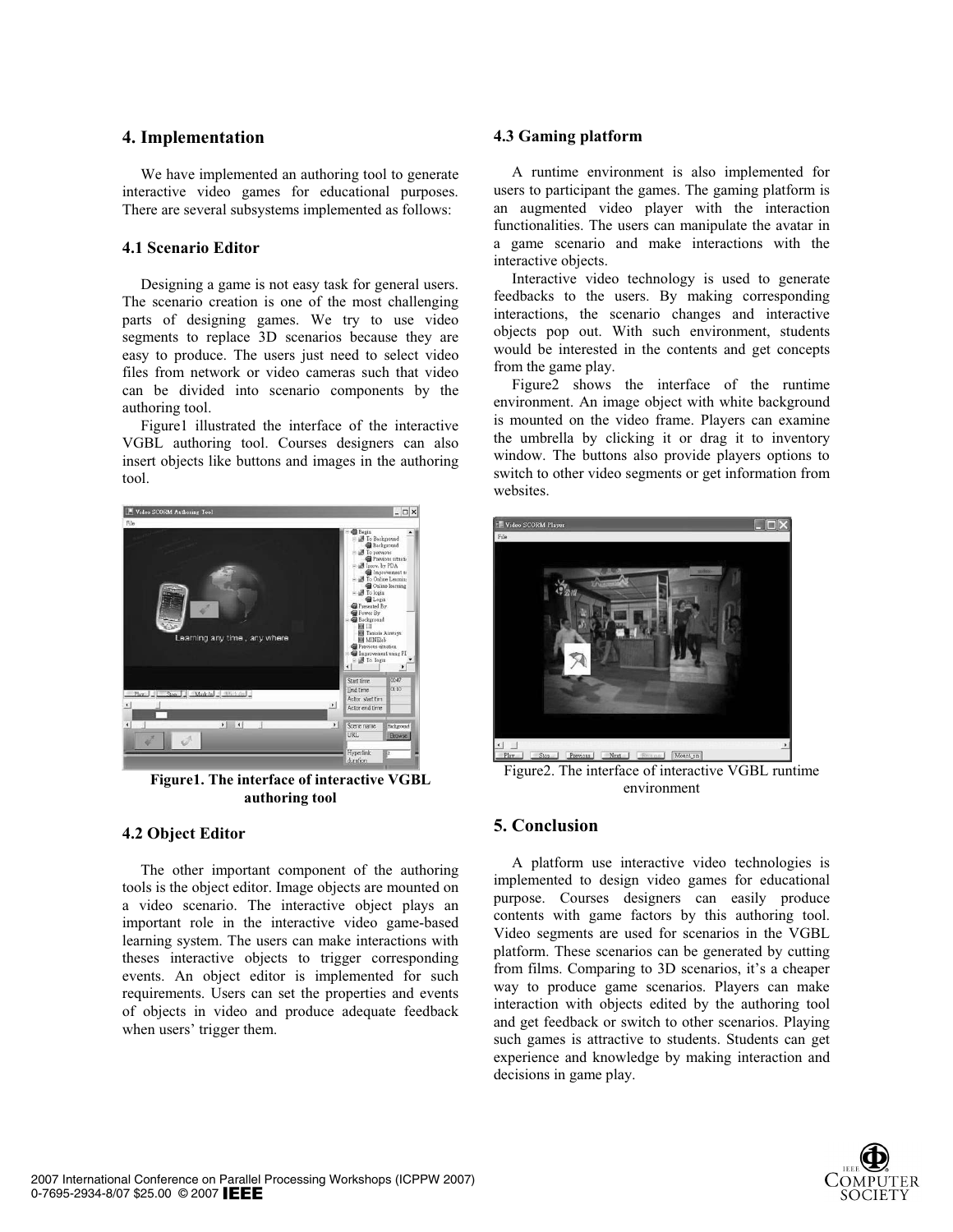## 4. Implementation

We have implemented an authoring tool to generate interactive video games for educational purposes. There are several subsystems implemented as follows:

### 4.1 Scenario Editor

Designing a game is not easy task for general users. The scenario creation is one of the most challenging parts of designing games. We try to use video segments to replace 3D scenarios because they are easy to produce. The users just need to select video files from network or video cameras such that video can be divided into scenario components by the authoring tool.

Figure1 illustrated the interface of the interactive VGBL authoring tool. Courses designers can also insert objects like buttons and images in the authoring tool.

**Figure1. The interface of interactive VGBL authoring tool**

### 4.2 Object Editor

The other important component of the authoring tools is the object editor. Image objects are mounted on a video scenario. The interactive object plays an important role in the interactive video game-based learning system. The users can make interactions with theses interactive objects to trigger corresponding events. An object editor is implemented for such requirements. Users can set the properties and events of objects in video and produce adequate feedback when users' trigger them.

### 4.3 Gaming platform

A runtime environment is also implemented for users to participant the games. The gaming platform is an augmented video player with the interaction functionalities. The users can manipulate the avatar in a game scenario and make interactions with the interactive objects.

Interactive video technology is used to generate feedbacks to the users. By making corresponding interactions, the scenario changes and interactive objects pop out. With such environment, students would be interested in the contents and get concepts from the game play.

Figure2 shows the interface of the runtime environment. An image object with white background is mounted on the video frame. Players can examine the umbrella by clicking it or drag it to inventory window. The buttons also provide players options to switch to other video segments or get information from websites.

Figure2. The interface of interactive VGBL runtime environment

## 5. Conclusion

A platform use interactive video technologies is implemented to design video games for educational purpose. Courses designers can easily produce contents with game factors by this authoring tool. Video segments are used for scenarios in the VGBL platform. These scenarios can be generated by cutting from films. Comparing to 3D scenarios, it's a cheaper way to produce game scenarios. Players can make interaction with objects edited by the authoring tool and get feedback or switch to other scenarios. Playing such games is attractive to students. Students can get experience and knowledge by making interaction and decisions in game play.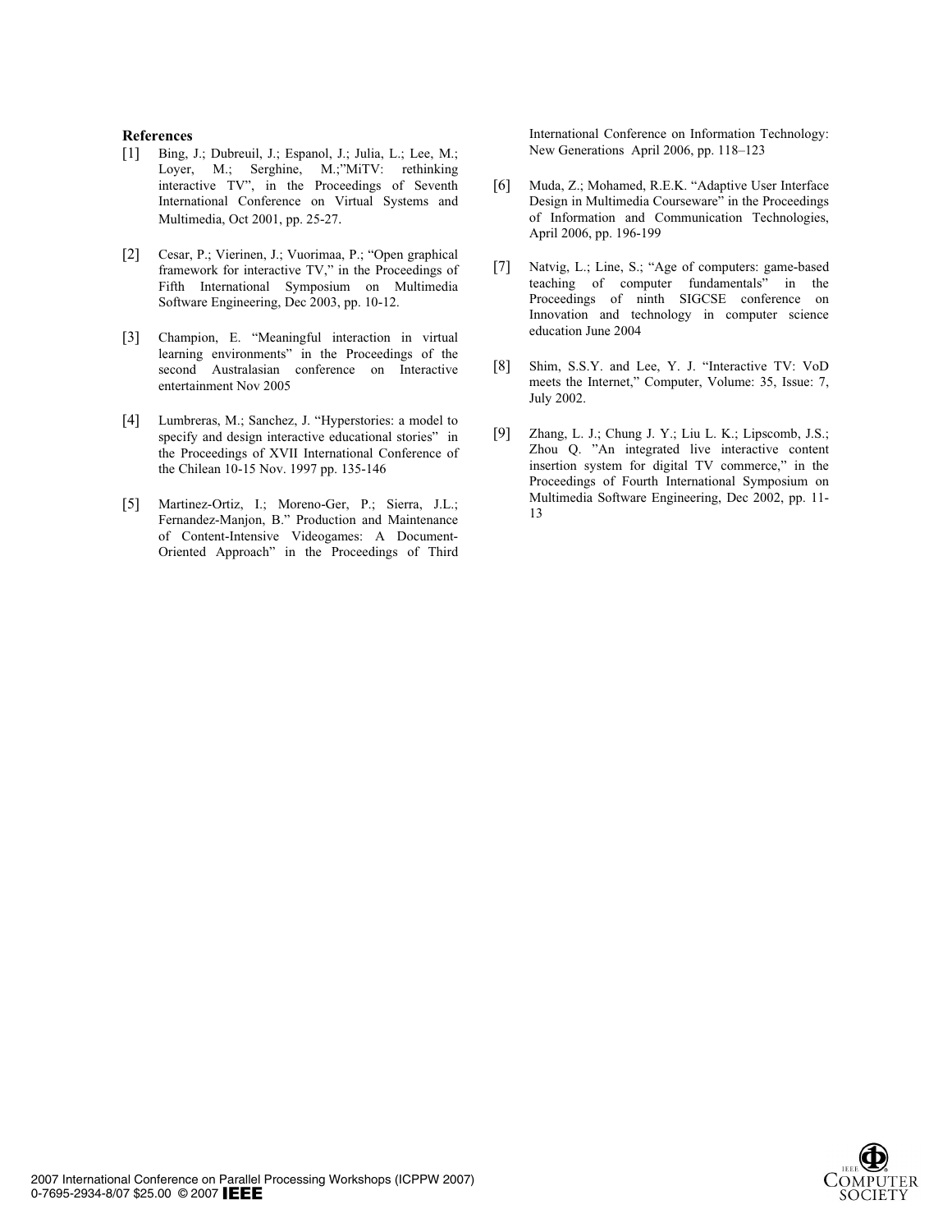**References**

[1] Bing, J.; Dubreuil, J.; Espanol, J.; Julia, L.; Lee, M.; Loyer, M.; Serghine, M.;"MiTV: rethinking interactive TV", in the Proceedings of Seventh International Conference on Virtual Systems and Multimedia, Oct 2001, pp. 25-27.

[2] Cesar, P.; Vierinen, J.; Vuorimaa, P.; "Open graphical framework for interactive TV," in the Proceedings of Fifth International Symposium on Multimedia Software Engineering, Dec 2003, pp. 10-12.

[3] Champion, E. "Meaningful interaction in virtual learning environments" in the Proceedings of the second Australasian conference on Interactive entertainment Nov 2005

[4] Lumbreras, M.; Sanchez, J. "Hyperstories: a model to specify and design interactive educational stories" in the Proceedings of XVII International Conference of the Chilean 10-15 Nov. 1997 pp. 135-146

[5] Martinez-Ortiz, I.; Moreno-Ger, P.; Sierra, J.L.; Fernandez-Manjon, B." Production and Maintenance of Content-Intensive Videogames: A Document-Oriented Approach" in the Proceedings of Third International Conference on Information Technology: New Generations April 2006, pp. 118–123

[6] Muda, Z.; Mohamed, R.E.K. "Adaptive User Interface Design in Multimedia Courseware" in the Proceedings of Information and Communication Technologies, April 2006, pp. 196-199

[7] Natvig, L.; Line, S.; "Age of computers: game-based teaching of computer fundamentals" in the Proceedings of ninth SIGCSE conference on Innovation and technology in computer science education June 2004

[8] Shim, S.S.Y. and Lee, Y. J. "Interactive TV: VoD meets the Internet," Computer, Volume: 35, Issue: 7, July 2002.

[9] Zhang, L. J.; Chung J. Y.; Liu L. K.; Lipscomb, J.S.; Zhou Q. "An integrated live interactive content insertion system for digital TV commerce," in the Proceedings of Fourth International Symposium on Multimedia Software Engineering, Dec 2002, pp. 11-13